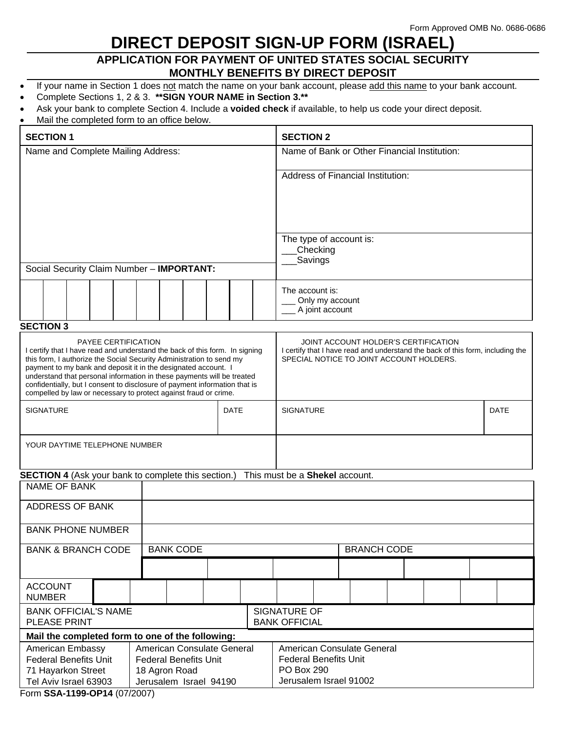Form Approved OMB No. 0686-0686

# DIRECT DEPOSIT SIGN-UP FORM (ISRAEL)

## APPLICATION FOR PAYMENT OF UNITED STATES SOCIAL SECURITY MONTHLY BENEFITS BY DIRECT DEPOSIT

- If your name in Section 1 does not match the name on your bank account, please add this name to your bank account.
- Complete Sections 1, 2 & 3. **\*\*SIGN YOUR NAME in Section 3.\*\***
- Ask your bank to complete Section 4. Include a **voided check** if available, to help us code your direct deposit.
- Mail the completed form to an office below.

| **SECTION 1** | **SECTION 2** |
|---|---|
| Name and Complete Mailing Address: | Name of Bank or Other Financial Institution: |
| | Address of Financial Institution: |
| | The type of account is:<br>___Checking<br>___Savings |
| Social Security Claim Number – **IMPORTANT:** | |
| | The account is:<br>___ Only my account<br>___ A joint account |

**SECTION 3**

| PAYEE CERTIFICATION | | JOINT ACCOUNT HOLDER'S CERTIFICATION | |
|---|---|---|---|
| I certify that I have read and understand the back of this form. In signing this form, I authorize the Social Security Administration to send my payment to my bank and deposit it in the designated account. I understand that personal information in these payments will be treated confidentially, but I consent to disclosure of payment information that is compelled by law or necessary to protect against fraud or crime. | | I certify that I have read and understand the back of this form, including the SPECIAL NOTICE TO JOINT ACCOUNT HOLDERS. | |
| SIGNATURE | DATE | SIGNATURE | DATE |
| YOUR DAYTIME TELEPHONE NUMBER | | | |

**SECTION 4** (Ask your bank to complete this section.) This must be a **Shekel** account.

| | | |
|---|---|---|
| NAME OF BANK | | |
| ADDRESS OF BANK | | |
| BANK PHONE NUMBER | | |
| BANK & BRANCH CODE | BANK CODE | BRANCH CODE |
| ACCOUNT NUMBER | | |
| BANK OFFICIAL'S NAME PLEASE PRINT | SIGNATURE OF BANK OFFICIAL | |

**Mail the completed form to one of the following:**

| | | |
|---|---|---|
| American Embassy<br>Federal Benefits Unit<br>71 Hayarkon Street<br>Tel Aviv Israel 63903 | American Consulate General<br>Federal Benefits Unit<br>18 Agron Road<br>Jerusalem Israel 94190 | American Consulate General<br>Federal Benefits Unit<br>PO Box 290<br>Jerusalem Israel 91002 |

Form **SSA-1199-OP14** (07/2007)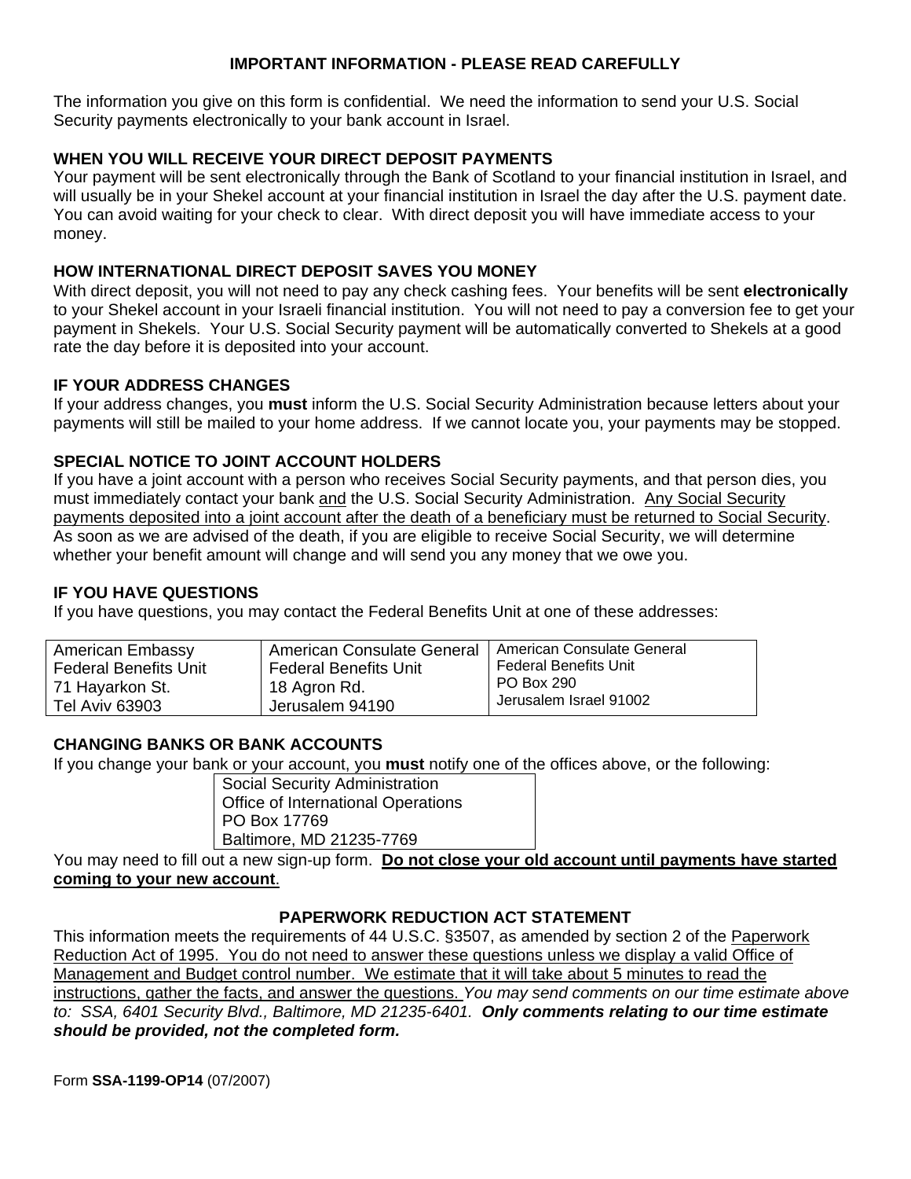## IMPORTANT INFORMATION - PLEASE READ CAREFULLY

The information you give on this form is confidential. We need the information to send your U.S. Social Security payments electronically to your bank account in Israel.

### WHEN YOU WILL RECEIVE YOUR DIRECT DEPOSIT PAYMENTS

Your payment will be sent electronically through the Bank of Scotland to your financial institution in Israel, and will usually be in your Shekel account at your financial institution in Israel the day after the U.S. payment date. You can avoid waiting for your check to clear. With direct deposit you will have immediate access to your money.

### HOW INTERNATIONAL DIRECT DEPOSIT SAVES YOU MONEY

With direct deposit, you will not need to pay any check cashing fees. Your benefits will be sent **electronically** to your Shekel account in your Israeli financial institution. You will not need to pay a conversion fee to get your payment in Shekels. Your U.S. Social Security payment will be automatically converted to Shekels at a good rate the day before it is deposited into your account.

### IF YOUR ADDRESS CHANGES

If your address changes, you **must** inform the U.S. Social Security Administration because letters about your payments will still be mailed to your home address. If we cannot locate you, your payments may be stopped.

### SPECIAL NOTICE TO JOINT ACCOUNT HOLDERS

If you have a joint account with a person who receives Social Security payments, and that person dies, you must immediately contact your bank and the U.S. Social Security Administration. Any Social Security payments deposited into a joint account after the death of a beneficiary must be returned to Social Security. As soon as we are advised of the death, if you are eligible to receive Social Security, we will determine whether your benefit amount will change and will send you any money that we owe you.

### IF YOU HAVE QUESTIONS

If you have questions, you may contact the Federal Benefits Unit at one of these addresses:

| | | |
|---|---|---|
| American Embassy<br>Federal Benefits Unit<br>71 Hayarkon St.<br>Tel Aviv 63903 | American Consulate General<br>Federal Benefits Unit<br>18 Agron Rd.<br>Jerusalem 94190 | American Consulate General<br>Federal Benefits Unit<br>PO Box 290<br>Jerusalem Israel 91002 |

### CHANGING BANKS OR BANK ACCOUNTS

If you change your bank or your account, you **must** notify one of the offices above, or the following:

Social Security Administration
Office of International Operations
PO Box 17769
Baltimore, MD 21235-7769

You may need to fill out a new sign-up form. **Do not close your old account until payments have started coming to your new account**.

## PAPERWORK REDUCTION ACT STATEMENT

This information meets the requirements of 44 U.S.C. §3507, as amended by section 2 of the Paperwork Reduction Act of 1995. You do not need to answer these questions unless we display a valid Office of Management and Budget control number. We estimate that it will take about 5 minutes to read the instructions, gather the facts, and answer the questions. *You may send comments on our time estimate above to: SSA, 6401 Security Blvd., Baltimore, MD 21235-6401.* ***Only comments relating to our time estimate should be provided, not the completed form.***

Form **SSA-1199-OP14** (07/2007)